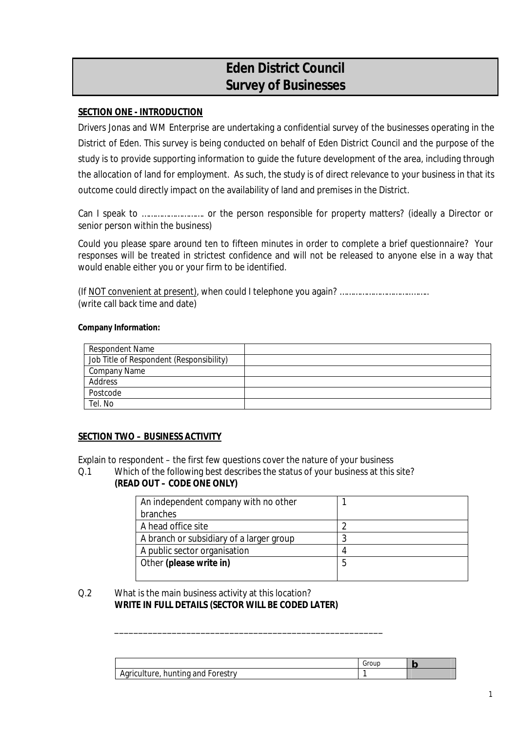# Eden District Council
# Survey of Businesses

**SECTION ONE - INTRODUCTION**

Drivers Jonas and WM Enterprise are undertaking a confidential survey of the businesses operating in the District of Eden. This survey is being conducted on behalf of Eden District Council and the purpose of the study is to provide supporting information to guide the future development of the area, including through the allocation of land for employment. As such, the study is of direct relevance to your business in that its outcome could directly impact on the availability of land and premises in the District.

Can I speak to ……………………… or the person responsible for property matters? (ideally a Director or senior person within the business)

Could you please spare around ten to fifteen minutes in order to complete a brief questionnaire? Your responses will be treated in strictest confidence and will not be released to anyone else in a way that would enable either you or your firm to be identified.

(If NOT convenient at present), when could I telephone you again? …………………………………
(write call back time and date)

**Company Information:**

| Respondent Name | |
|---|---|
| Job Title of Respondent (Responsibility) | |
| Company Name | |
| Address | |
| Postcode | |
| Tel. No | |

**SECTION TWO – BUSINESS ACTIVITY**

Explain to respondent – the first few questions cover the nature of your business

Q.1 Which of the following best describes the status of your business at this site?
**(READ OUT – CODE ONE ONLY)**

| | |
|---|---|
| An independent company with no other branches | 1 |
| A head office site | 2 |
| A branch or subsidiary of a larger group | 3 |
| A public sector organisation | 4 |
| Other **(please write in)** | 5 |

Q.2 What is the main business activity at this location?
**WRITE IN FULL DETAILS (SECTOR WILL BE CODED LATER)**

______________________________________________________

| | Group | **b** |
|---|---|---|
| Agriculture, hunting and Forestry | 1 | |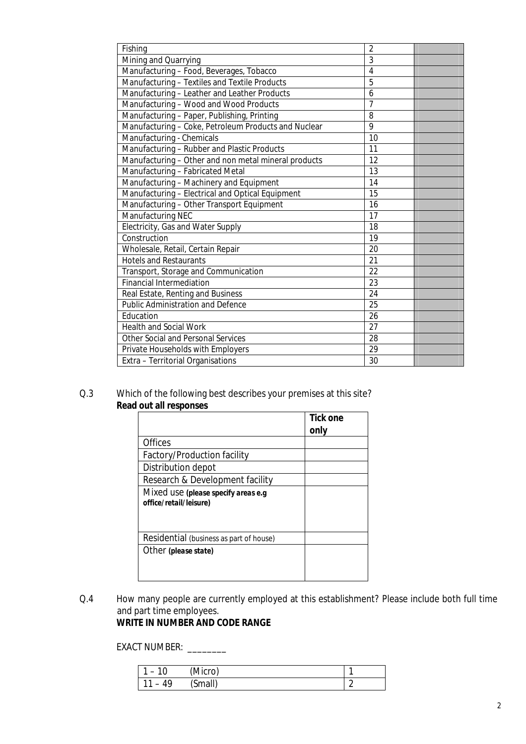| | | |
|---|---|---|
| Fishing | 2 | |
| Mining and Quarrying | 3 | |
| Manufacturing – Food, Beverages, Tobacco | 4 | |
| Manufacturing – Textiles and Textile Products | 5 | |
| Manufacturing – Leather and Leather Products | 6 | |
| Manufacturing – Wood and Wood Products | 7 | |
| Manufacturing – Paper, Publishing, Printing | 8 | |
| Manufacturing – Coke, Petroleum Products and Nuclear | 9 | |
| Manufacturing - Chemicals | 10 | |
| Manufacturing – Rubber and Plastic Products | 11 | |
| Manufacturing – Other and non metal mineral products | 12 | |
| Manufacturing – Fabricated Metal | 13 | |
| Manufacturing – Machinery and Equipment | 14 | |
| Manufacturing – Electrical and Optical Equipment | 15 | |
| Manufacturing – Other Transport Equipment | 16 | |
| Manufacturing NEC | 17 | |
| Electricity, Gas and Water Supply | 18 | |
| Construction | 19 | |
| Wholesale, Retail, Certain Repair | 20 | |
| Hotels and Restaurants | 21 | |
| Transport, Storage and Communication | 22 | |
| Financial Intermediation | 23 | |
| Real Estate, Renting and Business | 24 | |
| Public Administration and Defence | 25 | |
| Education | 26 | |
| Health and Social Work | 27 | |
| Other Social and Personal Services | 28 | |
| Private Households with Employers | 29 | |
| Extra – Territorial Organisations | 30 | |

Q.3 Which of the following best describes your premises at this site?
**Read out all responses**

| | **Tick one only** |
|---|---|
| Offices | |
| Factory/Production facility | |
| Distribution depot | |
| Research & Development facility | |
| Mixed use **(please specify areas e.g office/retail/leisure)** | |
| Residential (business as part of house) | |
| Other **(please state)** | |

Q.4 How many people are currently employed at this establishment? Please include both full time and part time employees.
**WRITE IN NUMBER AND CODE RANGE**

EXACT NUMBER: ________

| | | |
|---|---|---|
| 1 – 10 | (Micro) | 1 |
| 11 – 49 | (Small) | 2 |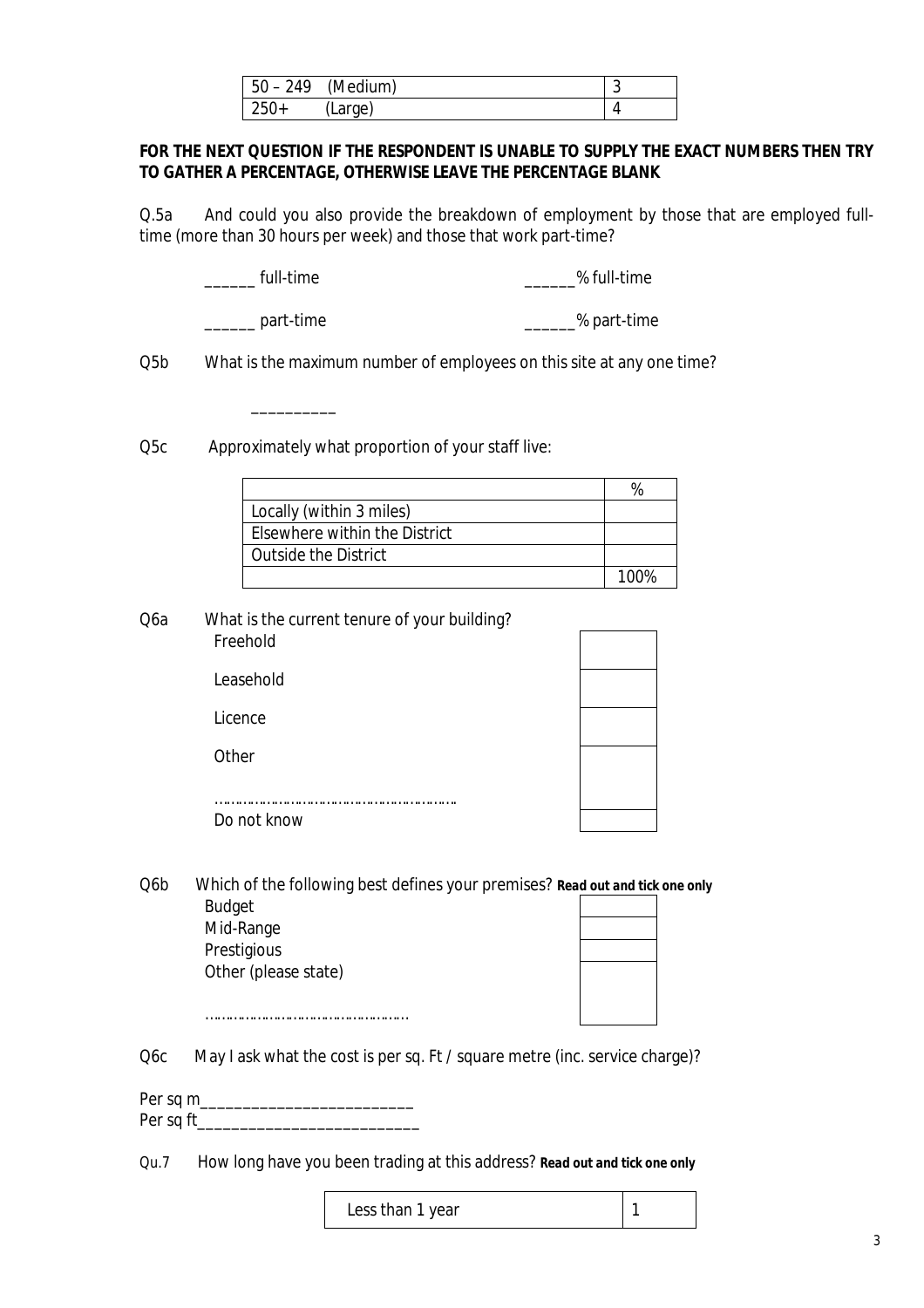| 50 – 249 (Medium) | 3 |
|---|---|
| 250+ (Large) | 4 |

**FOR THE NEXT QUESTION IF THE RESPONDENT IS UNABLE TO SUPPLY THE EXACT NUMBERS THEN TRY TO GATHER A PERCENTAGE, OTHERWISE LEAVE THE PERCENTAGE BLANK**

Q.5a And could you also provide the breakdown of employment by those that are employed full-time (more than 30 hours per week) and those that work part-time?

______ full-time ______% full-time

______ part-time ______% part-time

Q5b What is the maximum number of employees on this site at any one time?

__________

Q5c Approximately what proportion of your staff live:

| | % |
|---|---|
| Locally (within 3 miles) | |
| Elsewhere within the District | |
| Outside the District | |
| | 100% |

Q6a What is the current tenure of your building?

| | |
|---|---|
| Freehold | |
| Leasehold | |
| Licence | |
| Other ……………………………………………… | |
| Do not know | |

Q6b Which of the following best defines your premises? **Read out and tick one only**

| | |
|---|---|
| Budget | |
| Mid-Range | |
| Prestigious | |
| Other (please state) ………………………………………… | |

Q6c May I ask what the cost is per sq. Ft / square metre (inc. service charge)?

Per sq m_________________________

Per sq ft__________________________

Qu.7 How long have you been trading at this address? **Read out and tick one only**

| Less than 1 year | 1 |
|---|---|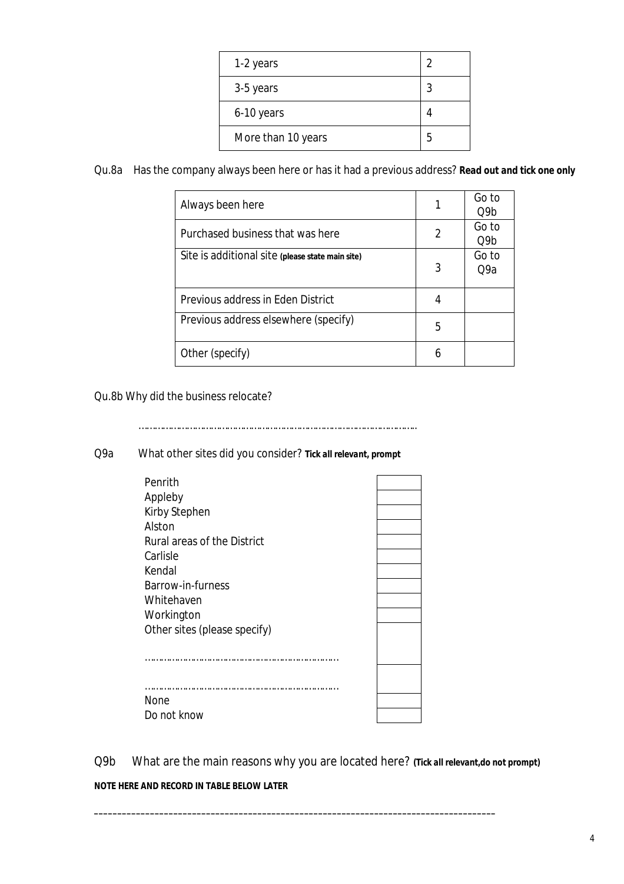| 1-2 years | 2 |
|---|---|
| 3-5 years | 3 |
| 6-10 years | 4 |
| More than 10 years | 5 |

Qu.8a Has the company always been here or has it had a previous address? **Read out and tick one only**

| Always been here | 1 | Go to Q9b |
|---|---|---|
| Purchased business that was here | 2 | Go to Q9b |
| Site is additional site **(please state main site)** | 3 | Go to Q9a |
| Previous address in Eden District | 4 | |
| Previous address elsewhere (specify) | 5 | |
| Other (specify) | 6 | |

Qu.8b Why did the business relocate?

…………………………………………………………………………………………

Q9a What other sites did you consider? **Tick all relevant, prompt**

| | |
|---|---|
| Penrith | |
| Appleby | |
| Kirby Stephen | |
| Alston | |
| Rural areas of the District | |
| Carlisle | |
| Kendal | |
| Barrow-in-furness | |
| Whitehaven | |
| Workington | |
| Other sites (please specify) ………………………………………………………… | |
| ………………………………………………………… | |
| None | |
| Do not know | |

Q9b What are the main reasons why you are located here? **(Tick all relevant,do not prompt)**

**NOTE HERE AND RECORD IN TABLE BELOW LATER**

_______________________________________________________________________________________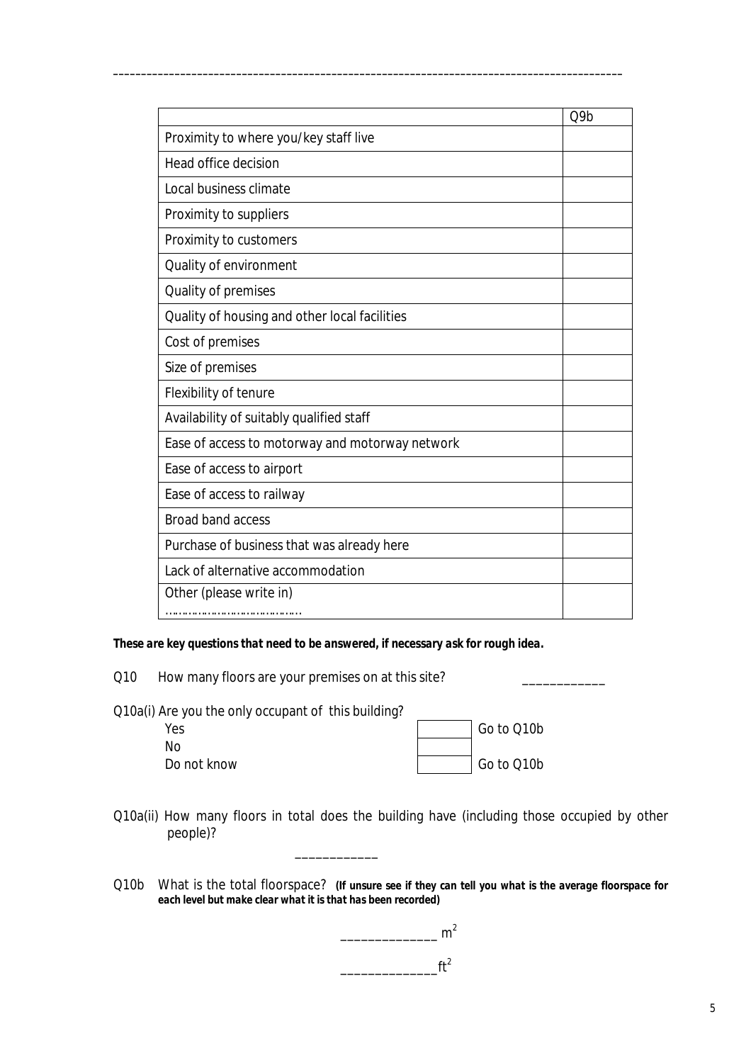---

| | Q9b |
|---|---|
| Proximity to where you/key staff live | |
| Head office decision | |
| Local business climate | |
| Proximity to suppliers | |
| Proximity to customers | |
| Quality of environment | |
| Quality of premises | |
| Quality of housing and other local facilities | |
| Cost of premises | |
| Size of premises | |
| Flexibility of tenure | |
| Availability of suitably qualified staff | |
| Ease of access to motorway and motorway network | |
| Ease of access to airport | |
| Ease of access to railway | |
| Broad band access | |
| Purchase of business that was already here | |
| Lack of alternative accommodation | |
| Other (please write in) ………………………………… | |

***These are key questions that need to be answered, if necessary ask for rough idea.***

Q10 How many floors are your premises on at this site? ____________

Q10a(i) Are you the only occupant of this building?

| | | |
|---|---|---|
| Yes | | Go to Q10b |
| No | | |
| Do not know | | Go to Q10b |

Q10a(ii) How many floors in total does the building have (including those occupied by other people)?

____________

Q10b What is the total floorspace? **(If unsure see if they can tell you what is the average floorspace for each level but make clear what it is that has been recorded)**

______________ $m^2$

______________ $ft^2$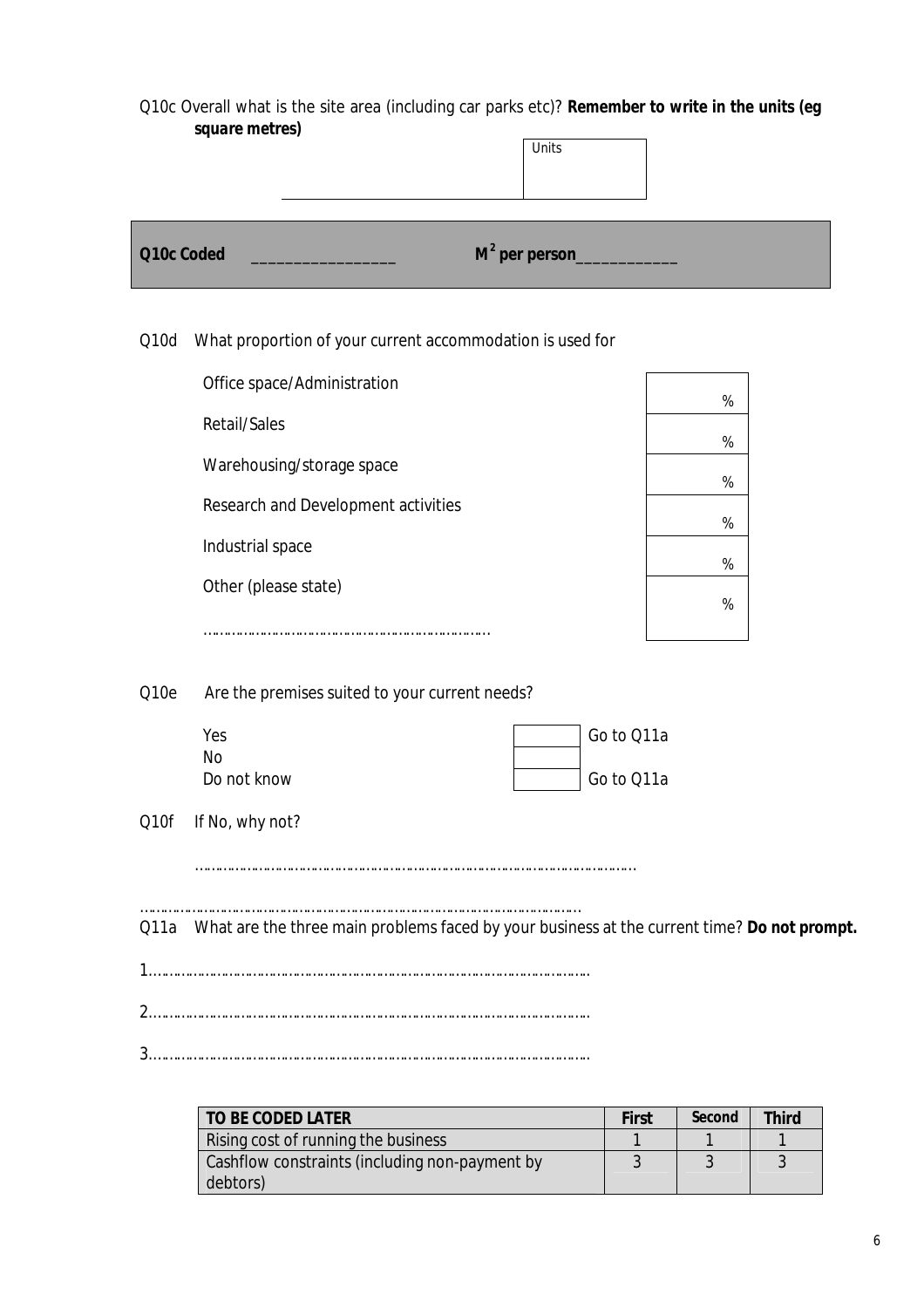Q10c Overall what is the site area (including car parks etc)? **Remember to write in the units (eg square metres)**

______________________________ | Units |

**Q10c Coded** _________________ **$M^2$ per person**____________

Q10d What proportion of your current accommodation is used for

| | |
|---|---|
| Office space/Administration | % |
| Retail/Sales | % |
| Warehousing/storage space | % |
| Research and Development activities | % |
| Industrial space | % |
| Other (please state) ………………………………………………………… | % |

Q10e Are the premises suited to your current needs?

| | | |
|---|---|---|
| Yes | | Go to Q11a |
| No | | |
| Do not know | | Go to Q11a |

Q10f If No, why not?

……………………………………………………………………………………………

……………………………………………………………………………………………

Q11a What are the three main problems faced by your business at the current time? **Do not prompt.**

1……………………………………………………………………………………………

2……………………………………………………………………………………………

3……………………………………………………………………………………………

| TO BE CODED LATER | First | Second | Third |
|---|---|---|---|
| Rising cost of running the business | 1 | 1 | 1 |
| Cashflow constraints (including non-payment by debtors) | 3 | 3 | 3 |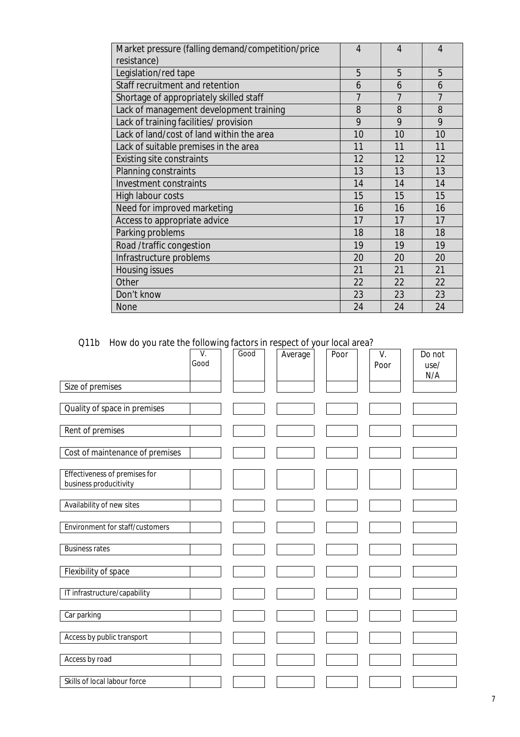| Market pressure (falling demand/competition/price resistance) | 4 | 4 | 4 |
|---|---|---|---|
| Legislation/red tape | 5 | 5 | 5 |
| Staff recruitment and retention | 6 | 6 | 6 |
| Shortage of appropriately skilled staff | 7 | 7 | 7 |
| Lack of management development training | 8 | 8 | 8 |
| Lack of training facilities/ provision | 9 | 9 | 9 |
| Lack of land/cost of land within the area | 10 | 10 | 10 |
| Lack of suitable premises in the area | 11 | 11 | 11 |
| Existing site constraints | 12 | 12 | 12 |
| Planning constraints | 13 | 13 | 13 |
| Investment constraints | 14 | 14 | 14 |
| High labour costs | 15 | 15 | 15 |
| Need for improved marketing | 16 | 16 | 16 |
| Access to appropriate advice | 17 | 17 | 17 |
| Parking problems | 18 | 18 | 18 |
| Road /traffic congestion | 19 | 19 | 19 |
| Infrastructure problems | 20 | 20 | 20 |
| Housing issues | 21 | 21 | 21 |
| Other | 22 | 22 | 22 |
| Don't know | 23 | 23 | 23 |
| None | 24 | 24 | 24 |

Q11b How do you rate the following factors in respect of your local area?

| | V. Good | Good | Average | Poor | V. Poor | Do not use/ N/A |
|---|---|---|---|---|---|---|
| Size of premises | | | | | | |
| Quality of space in premises | | | | | | |
| Rent of premises | | | | | | |
| Cost of maintenance of premises | | | | | | |
| Effectiveness of premises for business producitivity | | | | | | |
| Availability of new sites | | | | | | |
| Environment for staff/customers | | | | | | |
| Business rates | | | | | | |
| Flexibility of space | | | | | | |
| IT infrastructure/capability | | | | | | |
| Car parking | | | | | | |
| Access by public transport | | | | | | |
| Access by road | | | | | | |
| Skills of local labour force | | | | | | |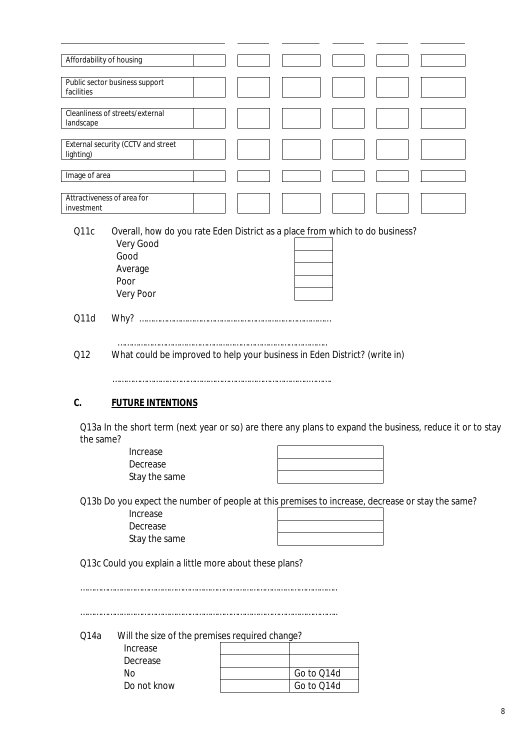| | | | | | |
|---|---|---|---|---|---|
| Affordability of housing | | | | | |
| Public sector business support facilities | | | | | |
| Cleanliness of streets/external landscape | | | | | |
| External security (CCTV and street lighting) | | | | | |
| Image of area | | | | | |
| Attractiveness of area for investment | | | | | |

Q11c Overall, how do you rate Eden District as a place from which to do business?

| | |
|---|---|
| Very Good | |
| Good | |
| Average | |
| Poor | |
| Very Poor | |

Q11d Why? ……………………………………………………………………………

……………………………………………………………………………

Q12 What could be improved to help your business in Eden District? (write in)

……………………………………………………………………………

## C. FUTURE INTENTIONS

Q13a In the short term (next year or so) are there any plans to expand the business, reduce it or to stay the same?

| | |
|---|---|
| Increase | |
| Decrease | |
| Stay the same | |

Q13b Do you expect the number of people at this premises to increase, decrease or stay the same?

| | |
|---|---|
| Increase | |
| Decrease | |
| Stay the same | |

Q13c Could you explain a little more about these plans?

……………………………………………………………………………………………

……………………………………………………………………………………………

Q14a Will the size of the premises required change?

| | | |
|---|---|---|
| Increase | | |
| Decrease | | |
| No | | Go to Q14d |
| Do not know | | Go to Q14d |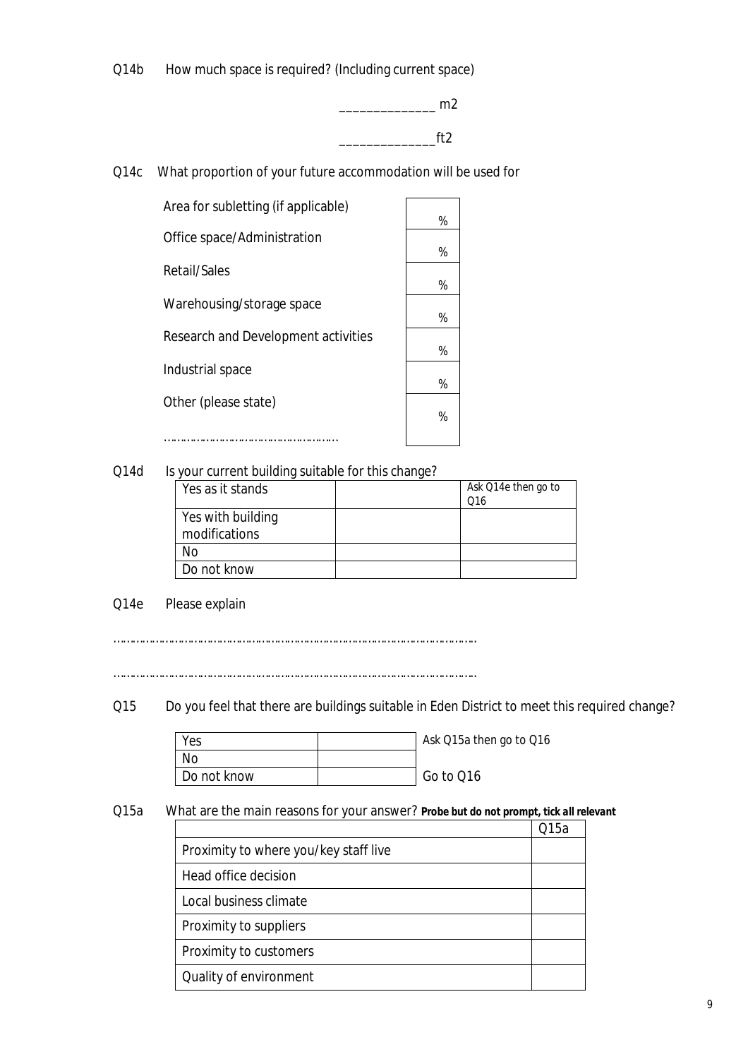Q14b How much space is required? (Including current space)

______________ m2

______________ft2

Q14c What proportion of your future accommodation will be used for

| | |
|---|---|
| Area for subletting (if applicable) | % |
| Office space/Administration | % |
| Retail/Sales | % |
| Warehousing/storage space | % |
| Research and Development activities | % |
| Industrial space | % |
| Other (please state) ……………………………………………… | % |

Q14d Is your current building suitable for this change?

| | | |
|---|---|---|
| Yes as it stands | | Ask Q14e then go to Q16 |
| Yes with building modifications | | |
| No | | |
| Do not know | | |

Q14e Please explain

……………………………………………………………………………………………………

……………………………………………………………………………………………………

Q15 Do you feel that there are buildings suitable in Eden District to meet this required change?

| | | |
|---|---|---|
| Yes | | Ask Q15a then go to Q16 |
| No | | |
| Do not know | | Go to Q16 |

Q15a What are the main reasons for your answer? **Probe but do not prompt, tick all relevant**

| | Q15a |
|---|---|
| Proximity to where you/key staff live | |
| Head office decision | |
| Local business climate | |
| Proximity to suppliers | |
| Proximity to customers | |
| Quality of environment | |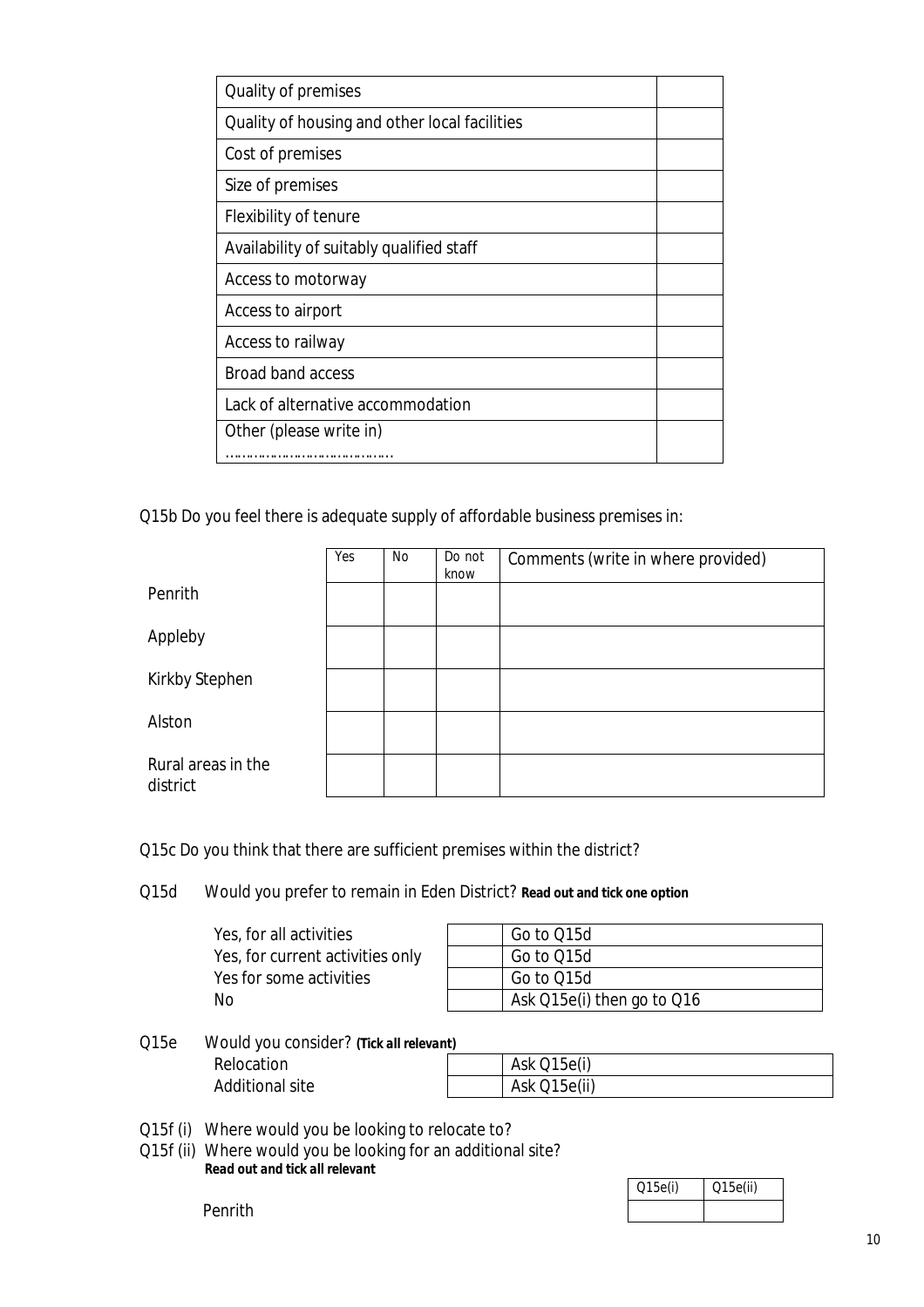| | |
|---|---|
| Quality of premises | |
| Quality of housing and other local facilities | |
| Cost of premises | |
| Size of premises | |
| Flexibility of tenure | |
| Availability of suitably qualified staff | |
| Access to motorway | |
| Access to airport | |
| Access to railway | |
| Broad band access | |
| Lack of alternative accommodation | |
| Other (please write in) ………………………………… | |

Q15b Do you feel there is adequate supply of affordable business premises in:

| | Yes | No | Do not know | Comments (write in where provided) |
|---|---|---|---|---|
| Penrith | | | | |
| Appleby | | | | |
| Kirkby Stephen | | | | |
| Alston | | | | |
| Rural areas in the district | | | | |

Q15c Do you think that there are sufficient premises within the district?

Q15d Would you prefer to remain in Eden District? ***Read out and tick one option***

| | | |
|---|---|---|
| Yes, for all activities | | Go to Q15d |
| Yes, for current activities only | | Go to Q15d |
| Yes for some activities | | Go to Q15d |
| No | | Ask Q15e(i) then go to Q16 |

Q15e Would you consider? ***(Tick all relevant)***

| | | |
|---|---|---|
| Relocation | | Ask Q15e(i) |
| Additional site | | Ask Q15e(ii) |

Q15f (i) Where would you be looking to relocate to?

Q15f (ii) Where would you be looking for an additional site?

***Read out and tick all relevant***

| | Q15e(i) | Q15e(ii) |
|---|---|---|
| Penrith | | |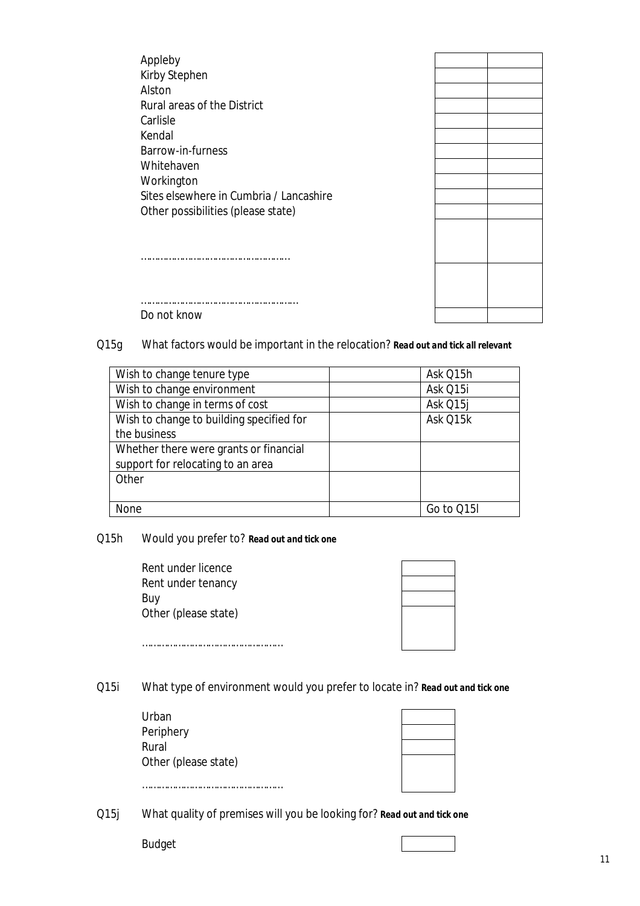| | | |
|---|---|---|
| Appleby | | |
| Kirby Stephen | | |
| Alston | | |
| Rural areas of the District | | |
| Carlisle | | |
| Kendal | | |
| Barrow-in-furness | | |
| Whitehaven | | |
| Workington | | |
| Sites elsewhere in Cumbria / Lancashire | | |
| Other possibilities (please state) | | |
| …………………………………………… | | |
| ……………………………………………… | | |
| Do not know | | |

Q15g What factors would be important in the relocation? **Read out and tick all relevant**

| | | |
|---|---|---|
| Wish to change tenure type | | Ask Q15h |
| Wish to change environment | | Ask Q15i |
| Wish to change in terms of cost | | Ask Q15j |
| Wish to change to building specified for the business | | Ask Q15k |
| Whether there were grants or financial support for relocating to an area | | |
| Other | | |
| None | | Go to Q15l |

Q15h Would you prefer to? **Read out and tick one**

| | |
|---|---|
| Rent under licence | |
| Rent under tenancy | |
| Buy | |
| Other (please state) ………………………………………… | |

Q15i What type of environment would you prefer to locate in? **Read out and tick one**

| | |
|---|---|
| Urban | |
| Periphery | |
| Rural | |
| Other (please state) ………………………………………… | |

Q15j What quality of premises will you be looking for? **Read out and tick one**

| | |
|---|---|
| Budget | |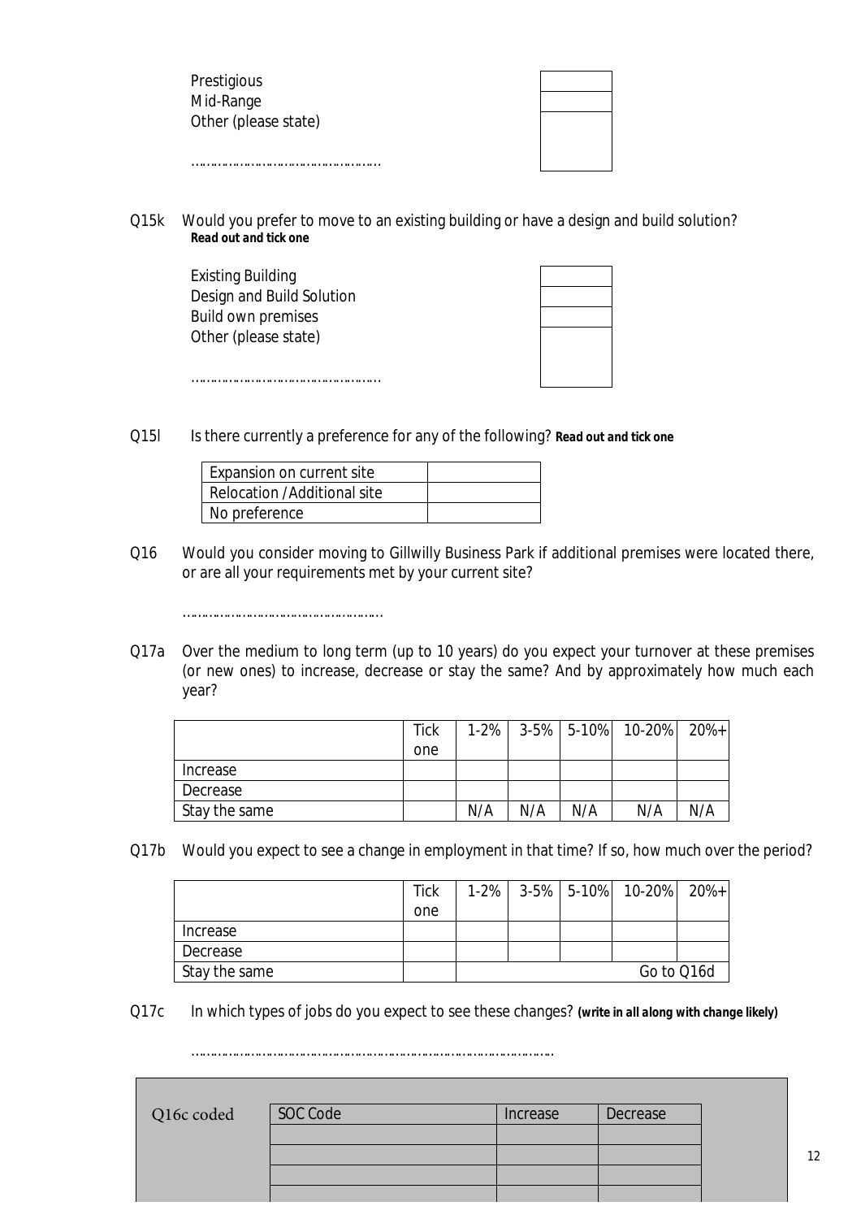| | |
|---|---|
| Prestigious | |
| Mid-Range | |
| Other (please state) ………………………………………… | |

Q15k Would you prefer to move to an existing building or have a design and build solution? **Read out and tick one**

| | |
|---|---|
| Existing Building | |
| Design and Build Solution | |
| Build own premises | |
| Other (please state) ………………………………………… | |

Q15l Is there currently a preference for any of the following? **Read out and tick one**

| | |
|---|---|
| Expansion on current site | |
| Relocation /Additional site | |
| No preference | |

Q16 Would you consider moving to Gillwilly Business Park if additional premises were located there, or are all your requirements met by your current site?

……………………………………………

Q17a Over the medium to long term (up to 10 years) do you expect your turnover at these premises (or new ones) to increase, decrease or stay the same? And by approximately how much each year?

| | Tick one | 1-2% | 3-5% | 5-10% | 10-20% | 20%+ |
|---|---|---|---|---|---|---|
| Increase | | | | | | |
| Decrease | | | | | | |
| Stay the same | | N/A | N/A | N/A | N/A | N/A |

Q17b Would you expect to see a change in employment in that time? If so, how much over the period?

| | Tick one | 1-2% | 3-5% | 5-10% | 10-20% | 20%+ |
|---|---|---|---|---|---|---|
| Increase | | | | | | |
| Decrease | | | | | | |
| Stay the same | | Go to Q16d | | | | |

Q17c In which types of jobs do you expect to see these changes? **(write in all along with change likely)**

……………………………………………………………………………………

Q16c coded

| SOC Code | Increase | Decrease |
|---|---|---|
| | | |
| | | |
| | | |
| | | |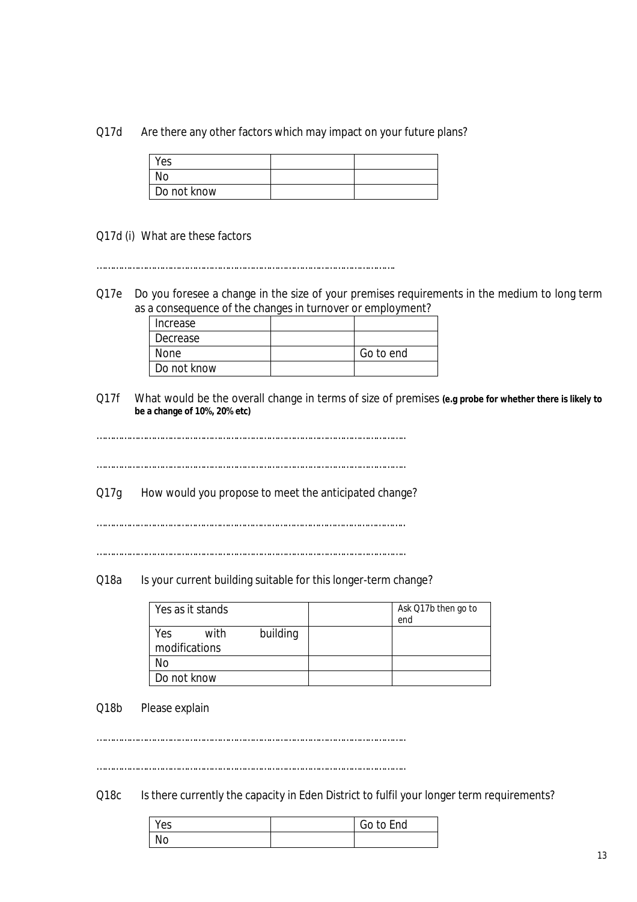Q17d Are there any other factors which may impact on your future plans?

| | | |
|---|---|---|
| Yes | | |
| No | | |
| Do not know | | |

Q17d (i) What are these factors

……………………………………………………………………………………………

Q17e Do you foresee a change in the size of your premises requirements in the medium to long term as a consequence of the changes in turnover or employment?

| | | |
|---|---|---|
| Increase | | |
| Decrease | | |
| None | | Go to end |
| Do not know | | |

Q17f What would be the overall change in terms of size of premises **(e.g probe for whether there is likely to be a change of 10%, 20% etc)**

……………………………………………………………………………………………

……………………………………………………………………………………………

Q17g How would you propose to meet the anticipated change?

……………………………………………………………………………………………

……………………………………………………………………………………………

Q18a Is your current building suitable for this longer-term change?

| | | |
|---|---|---|
| Yes as it stands | | Ask Q17b then go to end |
| Yes with building modifications | | |
| No | | |
| Do not know | | |

Q18b Please explain

……………………………………………………………………………………………

……………………………………………………………………………………………

Q18c Is there currently the capacity in Eden District to fulfil your longer term requirements?

| | | |
|---|---|---|
| Yes | | Go to End |
| No | | |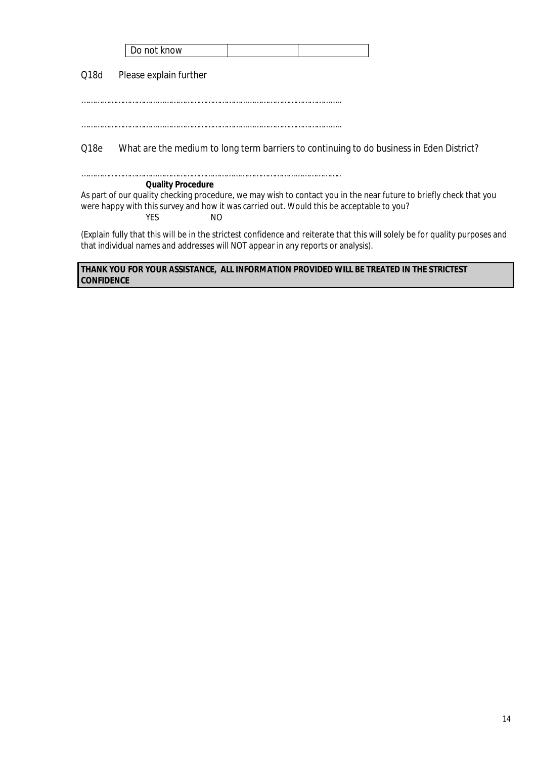| | | |
|---|---|---|
| Do not know | | |

Q18d Please explain further

……………………………………………………………………………………………

……………………………………………………………………………………………

Q18e What are the medium to long term barriers to continuing to do business in Eden District?

……………………………………………………………………………………………

**Quality Procedure**

As part of our quality checking procedure, we may wish to contact you in the near future to briefly check that you were happy with this survey and how it was carried out. Would this be acceptable to you?

YES NO

(Explain fully that this will be in the strictest confidence and reiterate that this will solely be for quality purposes and that individual names and addresses will NOT appear in any reports or analysis).

**THANK YOU FOR YOUR ASSISTANCE, ALL INFORMATION PROVIDED WILL BE TREATED IN THE STRICTEST CONFIDENCE**